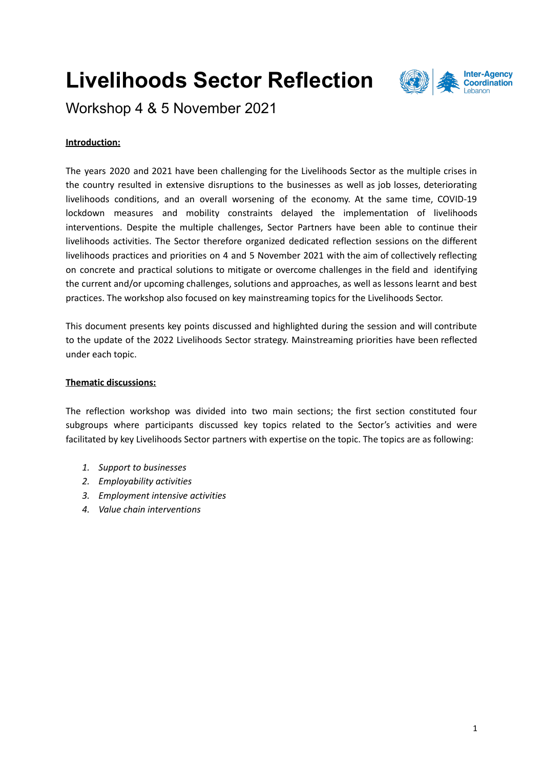# Livelihoods Sector Reflection

Workshop 4 & 5 November 2021

**Introduction:**

The years 2020 and 2021 have been challenging for the Livelihoods Sector as the multiple crises in the country resulted in extensive disruptions to the businesses as well as job losses, deteriorating livelihoods conditions, and an overall worsening of the economy. At the same time, COVID-19 lockdown measures and mobility constraints delayed the implementation of livelihoods interventions. Despite the multiple challenges, Sector Partners have been able to continue their livelihoods activities. The Sector therefore organized dedicated reflection sessions on the different livelihoods practices and priorities on 4 and 5 November 2021 with the aim of collectively reflecting on concrete and practical solutions to mitigate or overcome challenges in the field and identifying the current and/or upcoming challenges, solutions and approaches, as well as lessons learnt and best practices. The workshop also focused on key mainstreaming topics for the Livelihoods Sector.

This document presents key points discussed and highlighted during the session and will contribute to the update of the 2022 Livelihoods Sector strategy. Mainstreaming priorities have been reflected under each topic.

**Thematic discussions:**

The reflection workshop was divided into two main sections; the first section constituted four subgroups where participants discussed key topics related to the Sector's activities and were facilitated by key Livelihoods Sector partners with expertise on the topic. The topics are as following:

1. *Support to businesses*
2. *Employability activities*
3. *Employment intensive activities*
4. *Value chain interventions*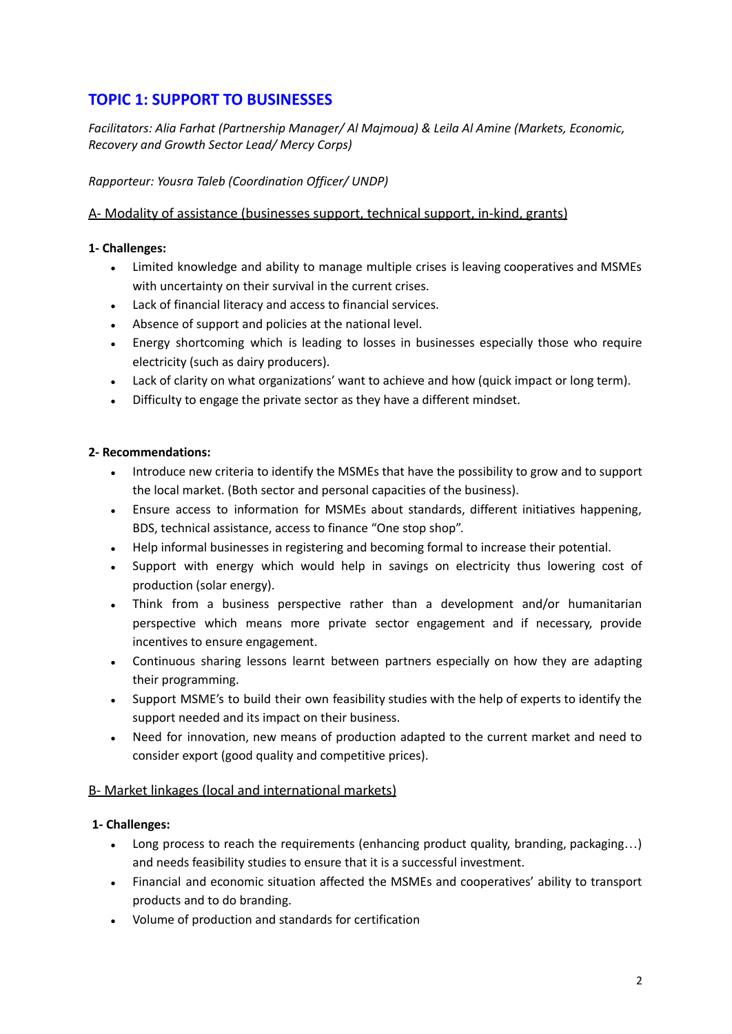## TOPIC 1: SUPPORT TO BUSINESSES

*Facilitators: Alia Farhat (Partnership Manager/ Al Majmoua) & Leila Al Amine (Markets, Economic, Recovery and Growth Sector Lead/ Mercy Corps)*

*Rapporteur: Yousra Taleb (Coordination Officer/ UNDP)*

### A- Modality of assistance (businesses support, technical support, in-kind, grants)

**1- Challenges:**

- Limited knowledge and ability to manage multiple crises is leaving cooperatives and MSMEs with uncertainty on their survival in the current crises.
- Lack of financial literacy and access to financial services.
- Absence of support and policies at the national level.
- Energy shortcoming which is leading to losses in businesses especially those who require electricity (such as dairy producers).
- Lack of clarity on what organizations' want to achieve and how (quick impact or long term).
- Difficulty to engage the private sector as they have a different mindset.

**2- Recommendations:**

- Introduce new criteria to identify the MSMEs that have the possibility to grow and to support the local market. (Both sector and personal capacities of the business).
- Ensure access to information for MSMEs about standards, different initiatives happening, BDS, technical assistance, access to finance "One stop shop".
- Help informal businesses in registering and becoming formal to increase their potential.
- Support with energy which would help in savings on electricity thus lowering cost of production (solar energy).
- Think from a business perspective rather than a development and/or humanitarian perspective which means more private sector engagement and if necessary, provide incentives to ensure engagement.
- Continuous sharing lessons learnt between partners especially on how they are adapting their programming.
- Support MSME's to build their own feasibility studies with the help of experts to identify the support needed and its impact on their business.
- Need for innovation, new means of production adapted to the current market and need to consider export (good quality and competitive prices).

### B- Market linkages (local and international markets)

**1- Challenges:**

- Long process to reach the requirements (enhancing product quality, branding, packaging…) and needs feasibility studies to ensure that it is a successful investment.
- Financial and economic situation affected the MSMEs and cooperatives' ability to transport products and to do branding.
- Volume of production and standards for certification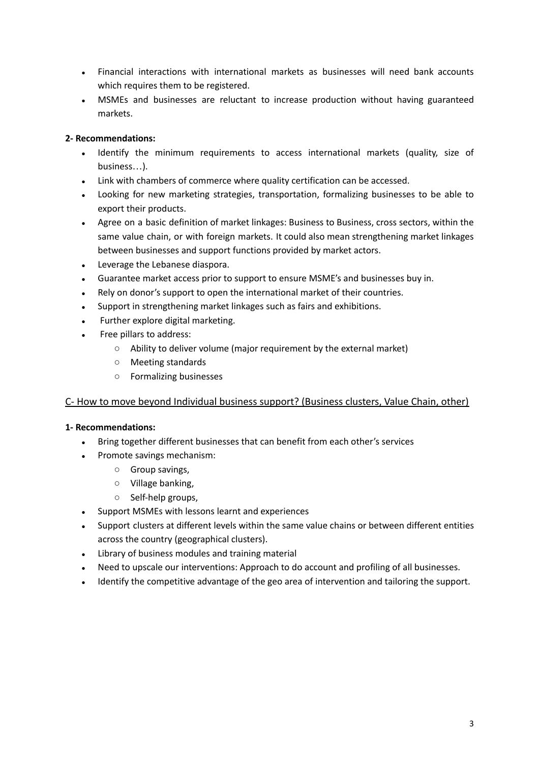- Financial interactions with international markets as businesses will need bank accounts which requires them to be registered.
- MSMEs and businesses are reluctant to increase production without having guaranteed markets.

**2- Recommendations:**

- Identify the minimum requirements to access international markets (quality, size of business…).
- Link with chambers of commerce where quality certification can be accessed.
- Looking for new marketing strategies, transportation, formalizing businesses to be able to export their products.
- Agree on a basic definition of market linkages: Business to Business, cross sectors, within the same value chain, or with foreign markets. It could also mean strengthening market linkages between businesses and support functions provided by market actors.
- Leverage the Lebanese diaspora.
- Guarantee market access prior to support to ensure MSME's and businesses buy in.
- Rely on donor's support to open the international market of their countries.
- Support in strengthening market linkages such as fairs and exhibitions.
- Further explore digital marketing.
- Free pillars to address:
  - Ability to deliver volume (major requirement by the external market)
  - Meeting standards
  - Formalizing businesses

## C- How to move beyond Individual business support? (Business clusters, Value Chain, other)

**1- Recommendations:**

- Bring together different businesses that can benefit from each other's services
- Promote savings mechanism:
  - Group savings,
  - Village banking,
  - Self-help groups,
- Support MSMEs with lessons learnt and experiences
- Support clusters at different levels within the same value chains or between different entities across the country (geographical clusters).
- Library of business modules and training material
- Need to upscale our interventions: Approach to do account and profiling of all businesses.
- Identify the competitive advantage of the geo area of intervention and tailoring the support.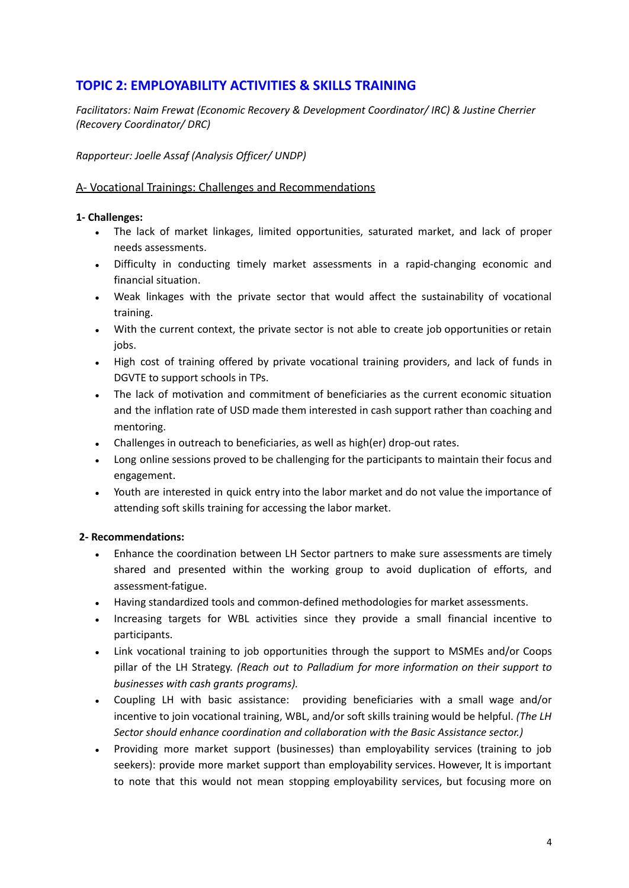## TOPIC 2: EMPLOYABILITY ACTIVITIES & SKILLS TRAINING

*Facilitators: Naim Frewat (Economic Recovery & Development Coordinator/ IRC) & Justine Cherrier (Recovery Coordinator/ DRC)*

*Rapporteur: Joelle Assaf (Analysis Officer/ UNDP)*

### A- Vocational Trainings: Challenges and Recommendations

**1- Challenges:**

- The lack of market linkages, limited opportunities, saturated market, and lack of proper needs assessments.
- Difficulty in conducting timely market assessments in a rapid-changing economic and financial situation.
- Weak linkages with the private sector that would affect the sustainability of vocational training.
- With the current context, the private sector is not able to create job opportunities or retain jobs.
- High cost of training offered by private vocational training providers, and lack of funds in DGVTE to support schools in TPs.
- The lack of motivation and commitment of beneficiaries as the current economic situation and the inflation rate of USD made them interested in cash support rather than coaching and mentoring.
- Challenges in outreach to beneficiaries, as well as high(er) drop-out rates.
- Long online sessions proved to be challenging for the participants to maintain their focus and engagement.
- Youth are interested in quick entry into the labor market and do not value the importance of attending soft skills training for accessing the labor market.

**2- Recommendations:**

- Enhance the coordination between LH Sector partners to make sure assessments are timely shared and presented within the working group to avoid duplication of efforts, and assessment-fatigue.
- Having standardized tools and common-defined methodologies for market assessments.
- Increasing targets for WBL activities since they provide a small financial incentive to participants.
- Link vocational training to job opportunities through the support to MSMEs and/or Coops pillar of the LH Strategy. *(Reach out to Palladium for more information on their support to businesses with cash grants programs).*
- Coupling LH with basic assistance: providing beneficiaries with a small wage and/or incentive to join vocational training, WBL, and/or soft skills training would be helpful. *(The LH Sector should enhance coordination and collaboration with the Basic Assistance sector.)*
- Providing more market support (businesses) than employability services (training to job seekers): provide more market support than employability services. However, It is important to note that this would not mean stopping employability services, but focusing more on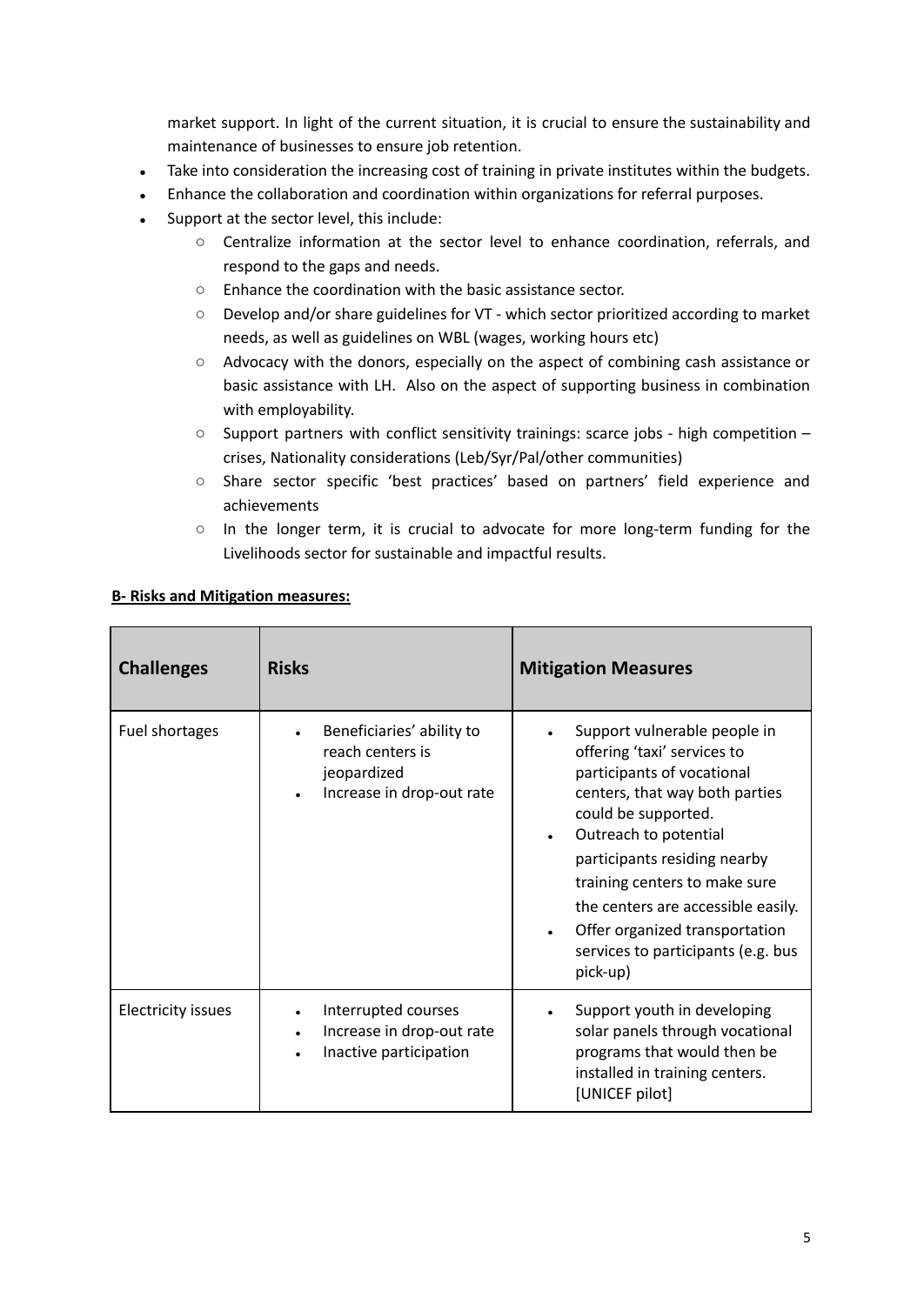market support. In light of the current situation, it is crucial to ensure the sustainability and maintenance of businesses to ensure job retention.

- Take into consideration the increasing cost of training in private institutes within the budgets.
- Enhance the collaboration and coordination within organizations for referral purposes.
- Support at the sector level, this include:
    - Centralize information at the sector level to enhance coordination, referrals, and respond to the gaps and needs.
    - Enhance the coordination with the basic assistance sector.
    - Develop and/or share guidelines for VT - which sector prioritized according to market needs, as well as guidelines on WBL (wages, working hours etc)
    - Advocacy with the donors, especially on the aspect of combining cash assistance or basic assistance with LH. Also on the aspect of supporting business in combination with employability.
    - Support partners with conflict sensitivity trainings: scarce jobs - high competition – crises, Nationality considerations (Leb/Syr/Pal/other communities)
    - Share sector specific 'best practices' based on partners' field experience and achievements
    - In the longer term, it is crucial to advocate for more long-term funding for the Livelihoods sector for sustainable and impactful results.

**B- Risks and Mitigation measures:**

| Challenges | Risks | Mitigation Measures |
|---|---|---|
| Fuel shortages | • Beneficiaries' ability to reach centers is jeopardized<br>• Increase in drop-out rate | • Support vulnerable people in offering 'taxi' services to participants of vocational centers, that way both parties could be supported.<br>• Outreach to potential participants residing nearby training centers to make sure the centers are accessible easily.<br>• Offer organized transportation services to participants (e.g. bus pick-up) |
| Electricity issues | • Interrupted courses<br>• Increase in drop-out rate<br>• Inactive participation | • Support youth in developing solar panels through vocational programs that would then be installed in training centers. [UNICEF pilot] |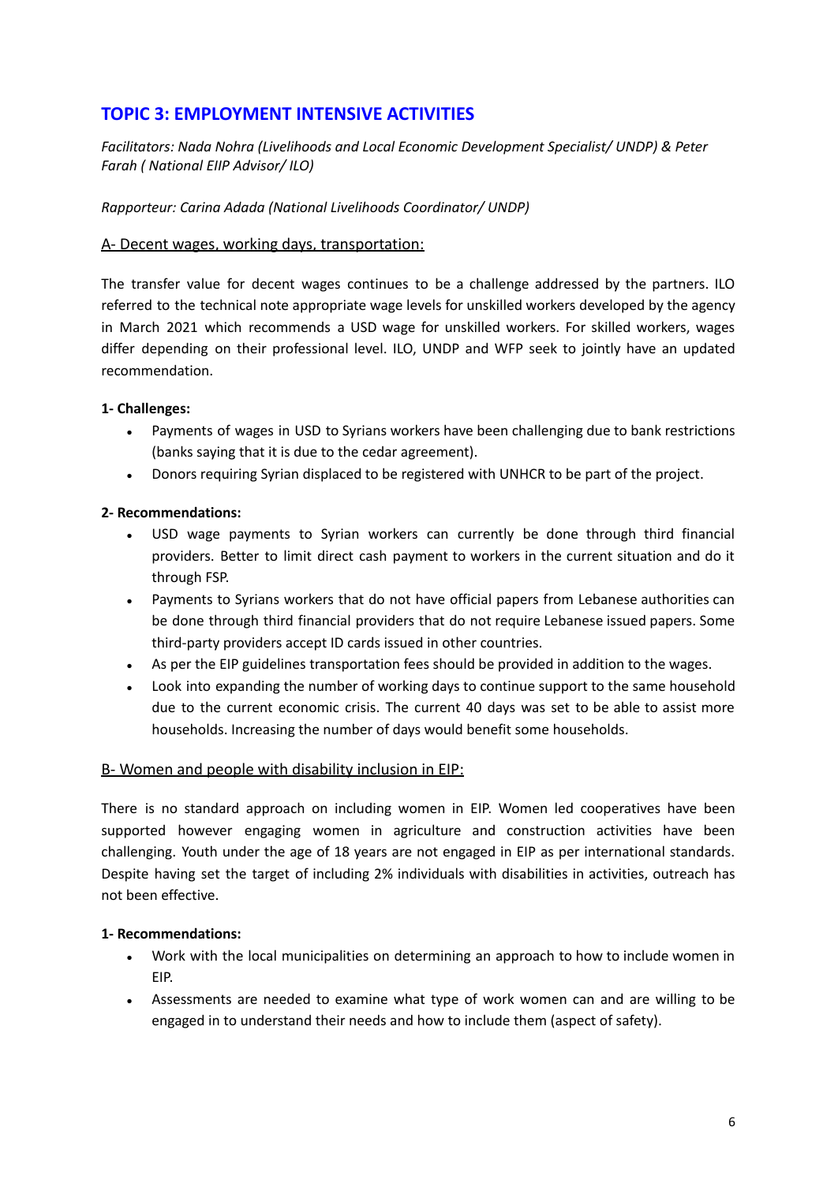## TOPIC 3: EMPLOYMENT INTENSIVE ACTIVITIES

*Facilitators: Nada Nohra (Livelihoods and Local Economic Development Specialist/ UNDP) & Peter Farah ( National EIIP Advisor/ ILO)*

*Rapporteur: Carina Adada (National Livelihoods Coordinator/ UNDP)*

### A- Decent wages, working days, transportation:

The transfer value for decent wages continues to be a challenge addressed by the partners. ILO referred to the technical note appropriate wage levels for unskilled workers developed by the agency in March 2021 which recommends a USD wage for unskilled workers. For skilled workers, wages differ depending on their professional level. ILO, UNDP and WFP seek to jointly have an updated recommendation.

**1- Challenges:**

- Payments of wages in USD to Syrians workers have been challenging due to bank restrictions (banks saying that it is due to the cedar agreement).
- Donors requiring Syrian displaced to be registered with UNHCR to be part of the project.

**2- Recommendations:**

- USD wage payments to Syrian workers can currently be done through third financial providers. Better to limit direct cash payment to workers in the current situation and do it through FSP.
- Payments to Syrians workers that do not have official papers from Lebanese authorities can be done through third financial providers that do not require Lebanese issued papers. Some third-party providers accept ID cards issued in other countries.
- As per the EIP guidelines transportation fees should be provided in addition to the wages.
- Look into expanding the number of working days to continue support to the same household due to the current economic crisis. The current 40 days was set to be able to assist more households. Increasing the number of days would benefit some households.

### B- Women and people with disability inclusion in EIP:

There is no standard approach on including women in EIP. Women led cooperatives have been supported however engaging women in agriculture and construction activities have been challenging. Youth under the age of 18 years are not engaged in EIP as per international standards. Despite having set the target of including 2% individuals with disabilities in activities, outreach has not been effective.

**1- Recommendations:**

- Work with the local municipalities on determining an approach to how to include women in EIP.
- Assessments are needed to examine what type of work women can and are willing to be engaged in to understand their needs and how to include them (aspect of safety).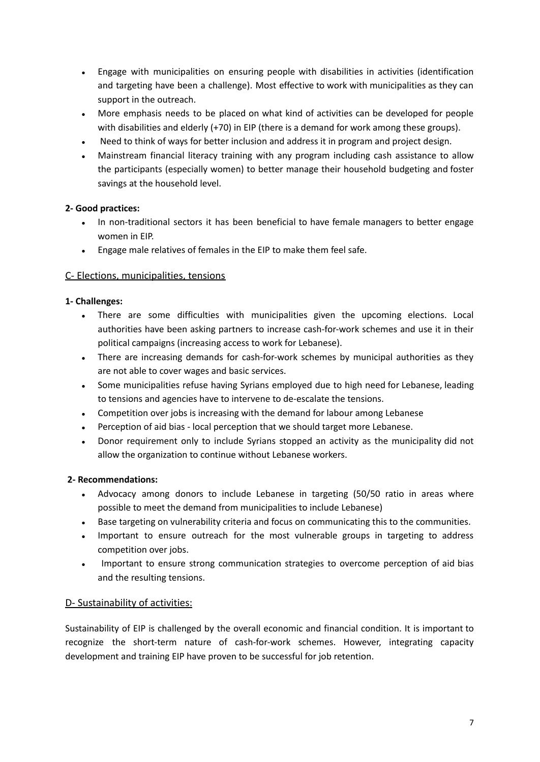- Engage with municipalities on ensuring people with disabilities in activities (identification and targeting have been a challenge). Most effective to work with municipalities as they can support in the outreach.
- More emphasis needs to be placed on what kind of activities can be developed for people with disabilities and elderly (+70) in EIP (there is a demand for work among these groups).
- Need to think of ways for better inclusion and address it in program and project design.
- Mainstream financial literacy training with any program including cash assistance to allow the participants (especially women) to better manage their household budgeting and foster savings at the household level.

**2- Good practices:**

- In non-traditional sectors it has been beneficial to have female managers to better engage women in EIP.
- Engage male relatives of females in the EIP to make them feel safe.

## C- Elections, municipalities, tensions

**1- Challenges:**

- There are some difficulties with municipalities given the upcoming elections. Local authorities have been asking partners to increase cash-for-work schemes and use it in their political campaigns (increasing access to work for Lebanese).
- There are increasing demands for cash-for-work schemes by municipal authorities as they are not able to cover wages and basic services.
- Some municipalities refuse having Syrians employed due to high need for Lebanese, leading to tensions and agencies have to intervene to de-escalate the tensions.
- Competition over jobs is increasing with the demand for labour among Lebanese
- Perception of aid bias - local perception that we should target more Lebanese.
- Donor requirement only to include Syrians stopped an activity as the municipality did not allow the organization to continue without Lebanese workers.

**2- Recommendations:**

- Advocacy among donors to include Lebanese in targeting (50/50 ratio in areas where possible to meet the demand from municipalities to include Lebanese)
- Base targeting on vulnerability criteria and focus on communicating this to the communities.
- Important to ensure outreach for the most vulnerable groups in targeting to address competition over jobs.
- Important to ensure strong communication strategies to overcome perception of aid bias and the resulting tensions.

## D- Sustainability of activities:

Sustainability of EIP is challenged by the overall economic and financial condition. It is important to recognize the short-term nature of cash-for-work schemes. However, integrating capacity development and training EIP have proven to be successful for job retention.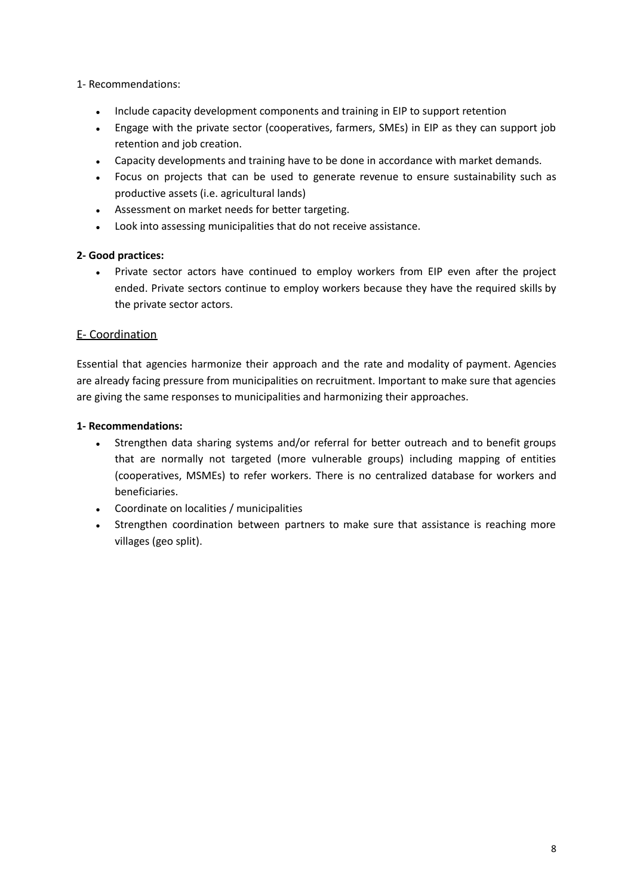1- Recommendations:

- Include capacity development components and training in EIP to support retention
- Engage with the private sector (cooperatives, farmers, SMEs) in EIP as they can support job retention and job creation.
- Capacity developments and training have to be done in accordance with market demands.
- Focus on projects that can be used to generate revenue to ensure sustainability such as productive assets (i.e. agricultural lands)
- Assessment on market needs for better targeting.
- Look into assessing municipalities that do not receive assistance.

**2- Good practices:**

- Private sector actors have continued to employ workers from EIP even after the project ended. Private sectors continue to employ workers because they have the required skills by the private sector actors.

## E- Coordination

Essential that agencies harmonize their approach and the rate and modality of payment. Agencies are already facing pressure from municipalities on recruitment. Important to make sure that agencies are giving the same responses to municipalities and harmonizing their approaches.

**1- Recommendations:**

- Strengthen data sharing systems and/or referral for better outreach and to benefit groups that are normally not targeted (more vulnerable groups) including mapping of entities (cooperatives, MSMEs) to refer workers. There is no centralized database for workers and beneficiaries.
- Coordinate on localities / municipalities
- Strengthen coordination between partners to make sure that assistance is reaching more villages (geo split).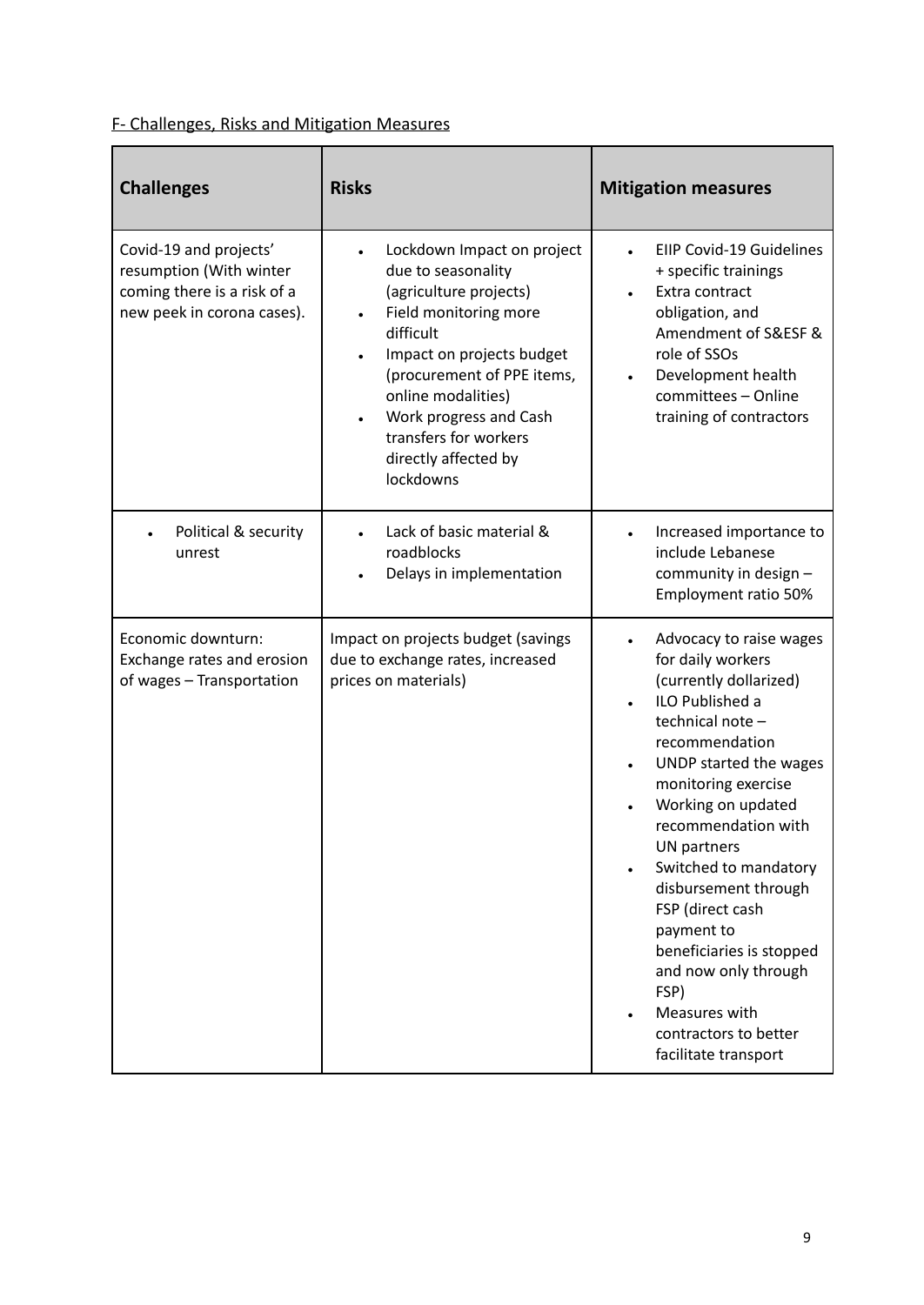F- Challenges, Risks and Mitigation Measures

| **Challenges** | **Risks** | **Mitigation measures** |
|---|---|---|
| Covid-19 and projects' resumption (With winter coming there is a risk of a new peek in corona cases). | • Lockdown Impact on project due to seasonality (agriculture projects)<br>• Field monitoring more difficult<br>• Impact on projects budget (procurement of PPE items, online modalities)<br>• Work progress and Cash transfers for workers directly affected by lockdowns | • EIIP Covid-19 Guidelines + specific trainings<br>• Extra contract obligation, and Amendment of S&ESF & role of SSOs<br>• Development health committees – Online training of contractors |
| • Political & security unrest | • Lack of basic material & roadblocks<br>• Delays in implementation | • Increased importance to include Lebanese community in design – Employment ratio 50% |
| Economic downturn: Exchange rates and erosion of wages – Transportation | Impact on projects budget (savings due to exchange rates, increased prices on materials) | • Advocacy to raise wages for daily workers (currently dollarized)<br>• ILO Published a technical note – recommendation<br>• UNDP started the wages monitoring exercise<br>• Working on updated recommendation with UN partners<br>• Switched to mandatory disbursement through FSP (direct cash payment to beneficiaries is stopped and now only through FSP)<br>• Measures with contractors to better facilitate transport |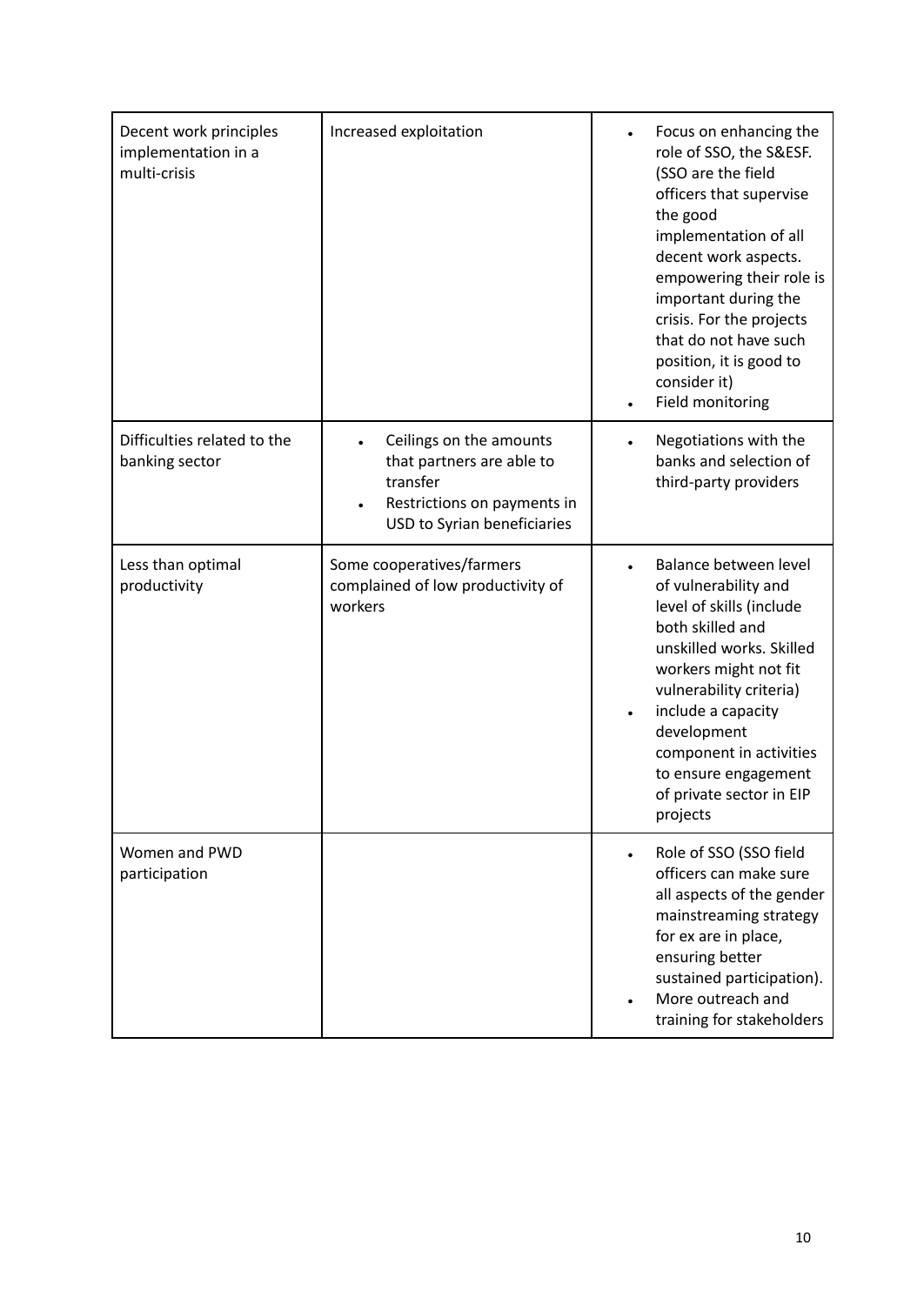| | | |
|---|---|---|
| Decent work principles implementation in a multi-crisis | Increased exploitation | • Focus on enhancing the role of SSO, the S&ESF. (SSO are the field officers that supervise the good implementation of all decent work aspects. empowering their role is important during the crisis. For the projects that do not have such position, it is good to consider it)<br>• Field monitoring |
| Difficulties related to the banking sector | • Ceilings on the amounts that partners are able to transfer<br>• Restrictions on payments in USD to Syrian beneficiaries | • Negotiations with the banks and selection of third-party providers |
| Less than optimal productivity | Some cooperatives/farmers complained of low productivity of workers | • Balance between level of vulnerability and level of skills (include both skilled and unskilled works. Skilled workers might not fit vulnerability criteria)<br>• include a capacity development component in activities to ensure engagement of private sector in EIP projects |
| Women and PWD participation | | • Role of SSO (SSO field officers can make sure all aspects of the gender mainstreaming strategy for ex are in place, ensuring better sustained participation).<br>• More outreach and training for stakeholders |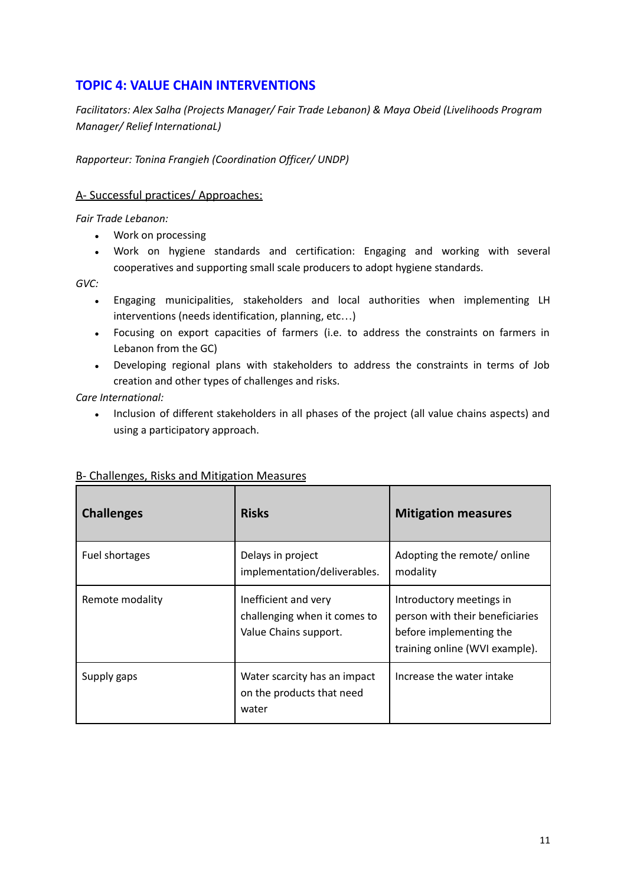## TOPIC 4: VALUE CHAIN INTERVENTIONS

*Facilitators: Alex Salha (Projects Manager/ Fair Trade Lebanon) & Maya Obeid (Livelihoods Program Manager/ Relief InternationaL)*

*Rapporteur: Tonina Frangieh (Coordination Officer/ UNDP)*

### A- Successful practices/ Approaches:

*Fair Trade Lebanon:*

- Work on processing
- Work on hygiene standards and certification: Engaging and working with several cooperatives and supporting small scale producers to adopt hygiene standards.

*GVC:*

- Engaging municipalities, stakeholders and local authorities when implementing LH interventions (needs identification, planning, etc…)
- Focusing on export capacities of farmers (i.e. to address the constraints on farmers in Lebanon from the GC)
- Developing regional plans with stakeholders to address the constraints in terms of Job creation and other types of challenges and risks.

*Care International:*

- Inclusion of different stakeholders in all phases of the project (all value chains aspects) and using a participatory approach.

### B- Challenges, Risks and Mitigation Measures

| Challenges | Risks | Mitigation measures |
|---|---|---|
| Fuel shortages | Delays in project implementation/deliverables. | Adopting the remote/ online modality |
| Remote modality | Inefficient and very challenging when it comes to Value Chains support. | Introductory meetings in person with their beneficiaries before implementing the training online (WVI example). |
| Supply gaps | Water scarcity has an impact on the products that need water | Increase the water intake |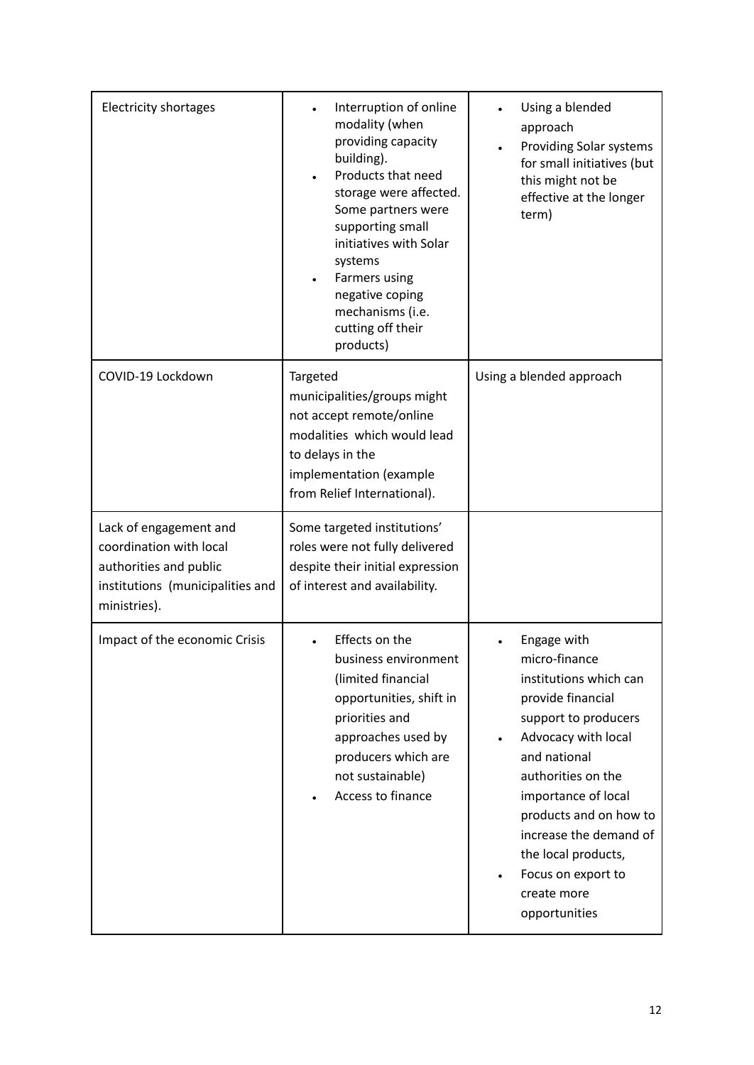| | | |
|---|---|---|
| Electricity shortages | • Interruption of online modality (when providing capacity building).<br>• Products that need storage were affected. Some partners were supporting small initiatives with Solar systems<br>• Farmers using negative coping mechanisms (i.e. cutting off their products) | • Using a blended approach<br>• Providing Solar systems for small initiatives (but this might not be effective at the longer term) |
| COVID-19 Lockdown | Targeted municipalities/groups might not accept remote/online modalities which would lead to delays in the implementation (example from Relief International). | Using a blended approach |
| Lack of engagement and coordination with local authorities and public institutions (municipalities and ministries). | Some targeted institutions' roles were not fully delivered despite their initial expression of interest and availability. | |
| Impact of the economic Crisis | • Effects on the business environment (limited financial opportunities, shift in priorities and approaches used by producers which are not sustainable)<br>• Access to finance | • Engage with micro-finance institutions which can provide financial support to producers<br>• Advocacy with local and national authorities on the importance of local products and on how to increase the demand of the local products,<br>• Focus on export to create more opportunities |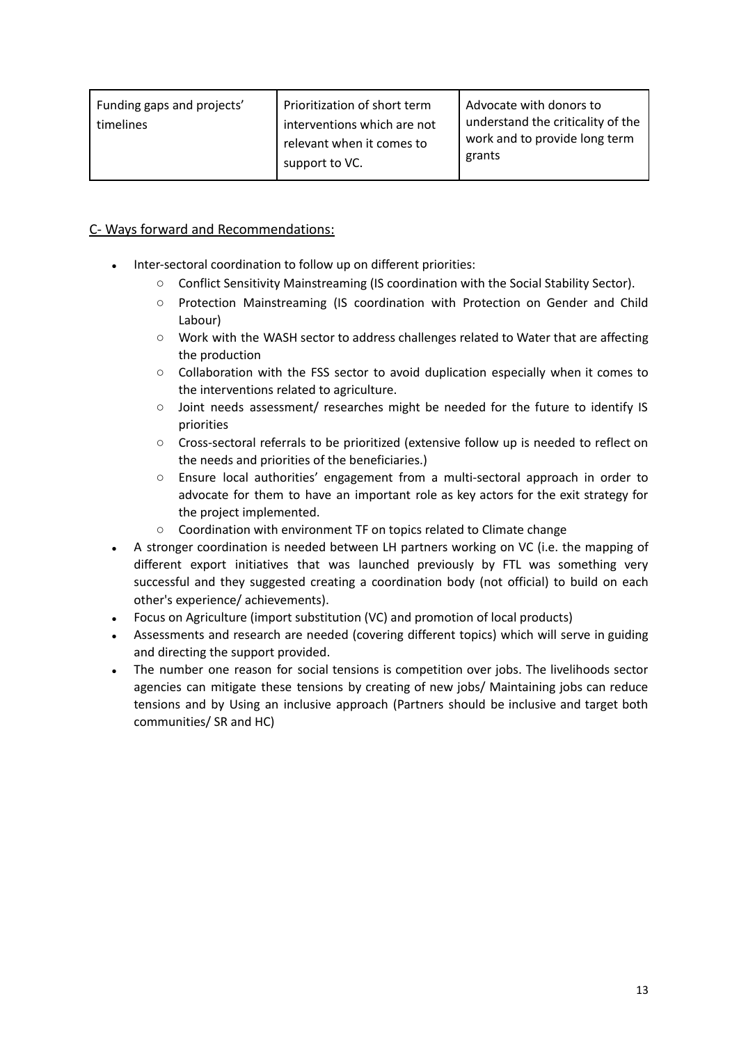| | | |
|---|---|---|
| Funding gaps and projects' timelines | Prioritization of short term interventions which are not relevant when it comes to support to VC. | Advocate with donors to understand the criticality of the work and to provide long term grants |

## C- Ways forward and Recommendations:

- Inter-sectoral coordination to follow up on different priorities:
  - Conflict Sensitivity Mainstreaming (IS coordination with the Social Stability Sector).
  - Protection Mainstreaming (IS coordination with Protection on Gender and Child Labour)
  - Work with the WASH sector to address challenges related to Water that are affecting the production
  - Collaboration with the FSS sector to avoid duplication especially when it comes to the interventions related to agriculture.
  - Joint needs assessment/ researches might be needed for the future to identify IS priorities
  - Cross-sectoral referrals to be prioritized (extensive follow up is needed to reflect on the needs and priorities of the beneficiaries.)
  - Ensure local authorities' engagement from a multi-sectoral approach in order to advocate for them to have an important role as key actors for the exit strategy for the project implemented.
  - Coordination with environment TF on topics related to Climate change
- A stronger coordination is needed between LH partners working on VC (i.e. the mapping of different export initiatives that was launched previously by FTL was something very successful and they suggested creating a coordination body (not official) to build on each other's experience/ achievements).
- Focus on Agriculture (import substitution (VC) and promotion of local products)
- Assessments and research are needed (covering different topics) which will serve in guiding and directing the support provided.
- The number one reason for social tensions is competition over jobs. The livelihoods sector agencies can mitigate these tensions by creating of new jobs/ Maintaining jobs can reduce tensions and by Using an inclusive approach (Partners should be inclusive and target both communities/ SR and HC)